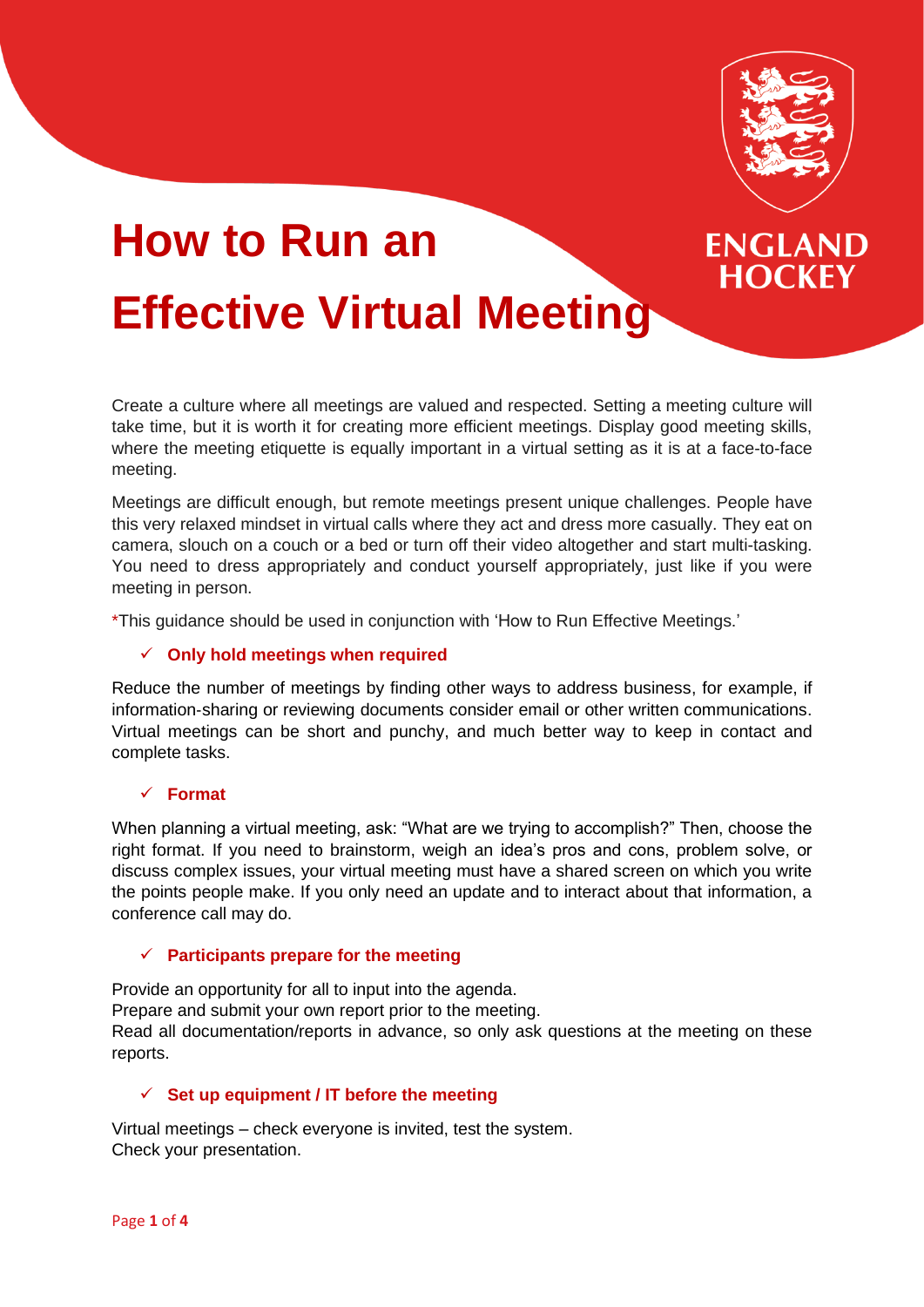# How to Run an Effective Virtual Meeting

ENGLAND HOCKEY

Create a culture where all meetings are valued and respected. Setting a meeting culture will take time, but it is worth it for creating more efficient meetings. Display good meeting skills, where the meeting etiquette is equally important in a virtual setting as it is at a face-to-face meeting.

Meetings are difficult enough, but remote meetings present unique challenges. People have this very relaxed mindset in virtual calls where they act and dress more casually. They eat on camera, slouch on a couch or a bed or turn off their video altogether and start multi-tasking. You need to dress appropriately and conduct yourself appropriately, just like if you were meeting in person.

*This guidance should be used in conjunction with 'How to Run Effective Meetings.'

- ✓ **Only hold meetings when required**

Reduce the number of meetings by finding other ways to address business, for example, if information-sharing or reviewing documents consider email or other written communications. Virtual meetings can be short and punchy, and much better way to keep in contact and complete tasks.

- ✓ **Format**

When planning a virtual meeting, ask: "What are we trying to accomplish?" Then, choose the right format. If you need to brainstorm, weigh an idea's pros and cons, problem solve, or discuss complex issues, your virtual meeting must have a shared screen on which you write the points people make. If you only need an update and to interact about that information, a conference call may do.

- ✓ **Participants prepare for the meeting**

Provide an opportunity for all to input into the agenda.
Prepare and submit your own report prior to the meeting.
Read all documentation/reports in advance, so only ask questions at the meeting on these reports.

- ✓ **Set up equipment / IT before the meeting**

Virtual meetings – check everyone is invited, test the system.
Check your presentation.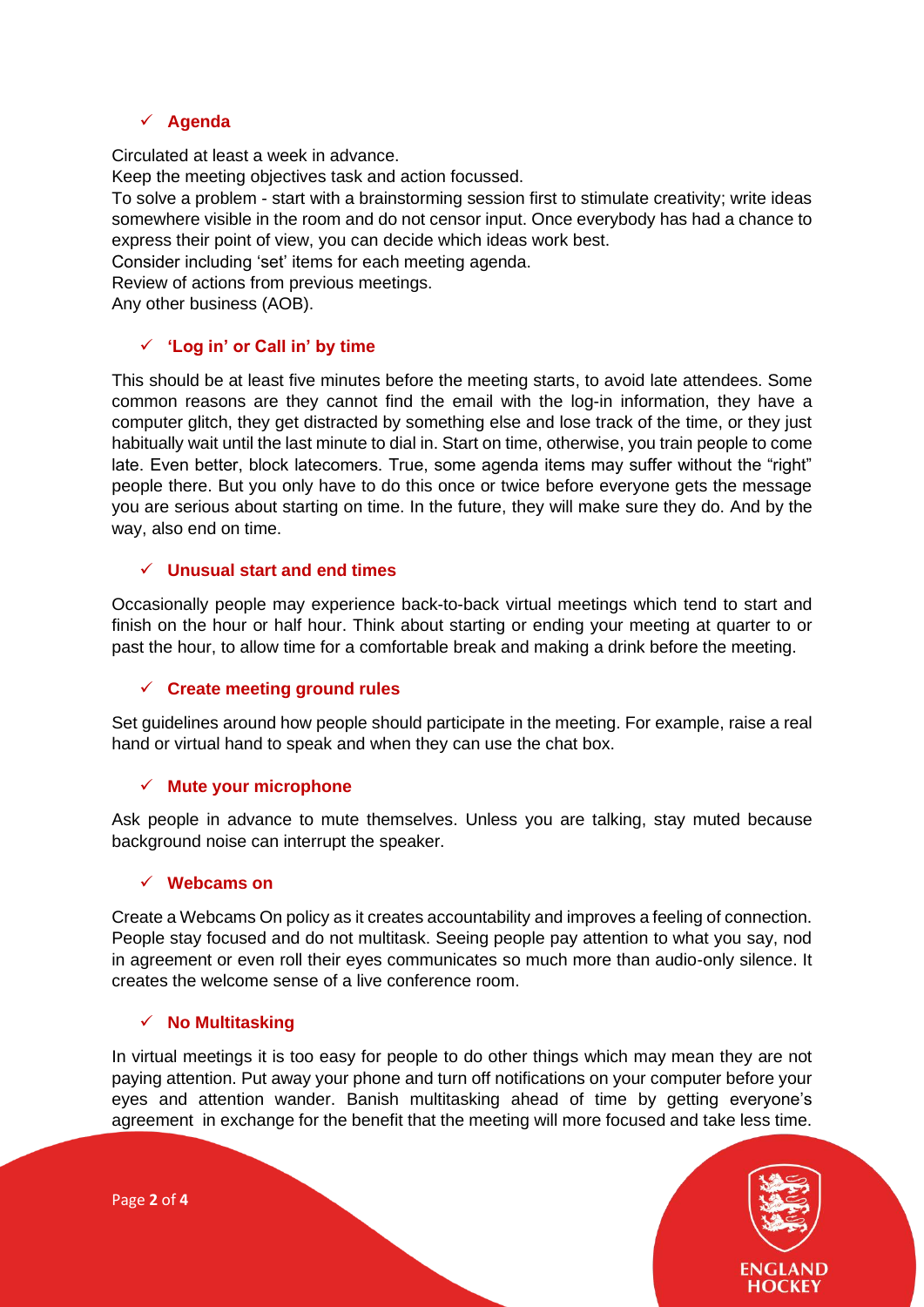### ✓ Agenda

Circulated at least a week in advance.
Keep the meeting objectives task and action focussed.
To solve a problem - start with a brainstorming session first to stimulate creativity; write ideas somewhere visible in the room and do not censor input. Once everybody has had a chance to express their point of view, you can decide which ideas work best.
Consider including 'set' items for each meeting agenda.
Review of actions from previous meetings.
Any other business (AOB).

### ✓ 'Log in' or Call in' by time

This should be at least five minutes before the meeting starts, to avoid late attendees. Some common reasons are they cannot find the email with the log-in information, they have a computer glitch, they get distracted by something else and lose track of the time, or they just habitually wait until the last minute to dial in. Start on time, otherwise, you train people to come late. Even better, block latecomers. True, some agenda items may suffer without the "right" people there. But you only have to do this once or twice before everyone gets the message you are serious about starting on time. In the future, they will make sure they do. And by the way, also end on time.

### ✓ Unusual start and end times

Occasionally people may experience back-to-back virtual meetings which tend to start and finish on the hour or half hour. Think about starting or ending your meeting at quarter to or past the hour, to allow time for a comfortable break and making a drink before the meeting.

### ✓ Create meeting ground rules

Set guidelines around how people should participate in the meeting. For example, raise a real hand or virtual hand to speak and when they can use the chat box.

### ✓ Mute your microphone

Ask people in advance to mute themselves. Unless you are talking, stay muted because background noise can interrupt the speaker.

### ✓ Webcams on

Create a Webcams On policy as it creates accountability and improves a feeling of connection. People stay focused and do not multitask. Seeing people pay attention to what you say, nod in agreement or even roll their eyes communicates so much more than audio-only silence. It creates the welcome sense of a live conference room.

### ✓ No Multitasking

In virtual meetings it is too easy for people to do other things which may mean they are not paying attention. Put away your phone and turn off notifications on your computer before your eyes and attention wander. Banish multitasking ahead of time by getting everyone's agreement in exchange for the benefit that the meeting will more focused and take less time.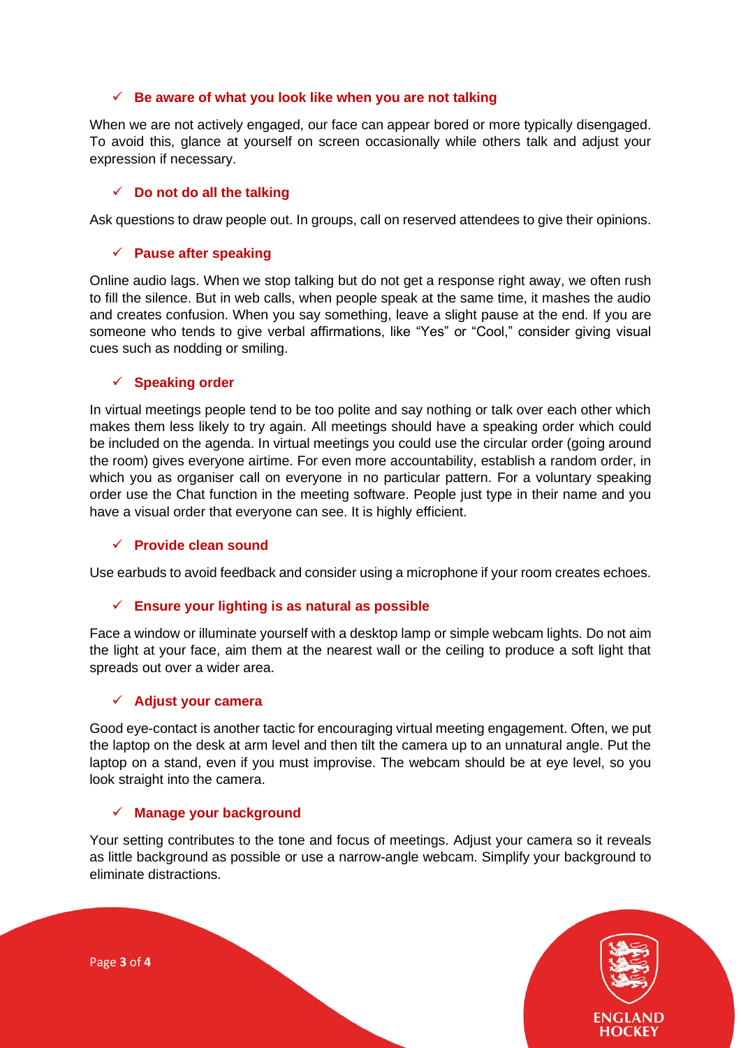### ✓ Be aware of what you look like when you are not talking

When we are not actively engaged, our face can appear bored or more typically disengaged. To avoid this, glance at yourself on screen occasionally while others talk and adjust your expression if necessary.

### ✓ Do not do all the talking

Ask questions to draw people out. In groups, call on reserved attendees to give their opinions.

### ✓ Pause after speaking

Online audio lags. When we stop talking but do not get a response right away, we often rush to fill the silence. But in web calls, when people speak at the same time, it mashes the audio and creates confusion. When you say something, leave a slight pause at the end. If you are someone who tends to give verbal affirmations, like "Yes" or "Cool," consider giving visual cues such as nodding or smiling.

### ✓ Speaking order

In virtual meetings people tend to be too polite and say nothing or talk over each other which makes them less likely to try again. All meetings should have a speaking order which could be included on the agenda. In virtual meetings you could use the circular order (going around the room) gives everyone airtime. For even more accountability, establish a random order, in which you as organiser call on everyone in no particular pattern. For a voluntary speaking order use the Chat function in the meeting software. People just type in their name and you have a visual order that everyone can see. It is highly efficient.

### ✓ Provide clean sound

Use earbuds to avoid feedback and consider using a microphone if your room creates echoes.

### ✓ Ensure your lighting is as natural as possible

Face a window or illuminate yourself with a desktop lamp or simple webcam lights. Do not aim the light at your face, aim them at the nearest wall or the ceiling to produce a soft light that spreads out over a wider area.

### ✓ Adjust your camera

Good eye-contact is another tactic for encouraging virtual meeting engagement. Often, we put the laptop on the desk at arm level and then tilt the camera up to an unnatural angle. Put the laptop on a stand, even if you must improvise. The webcam should be at eye level, so you look straight into the camera.

### ✓ Manage your background

Your setting contributes to the tone and focus of meetings. Adjust your camera so it reveals as little background as possible or use a narrow-angle webcam. Simplify your background to eliminate distractions.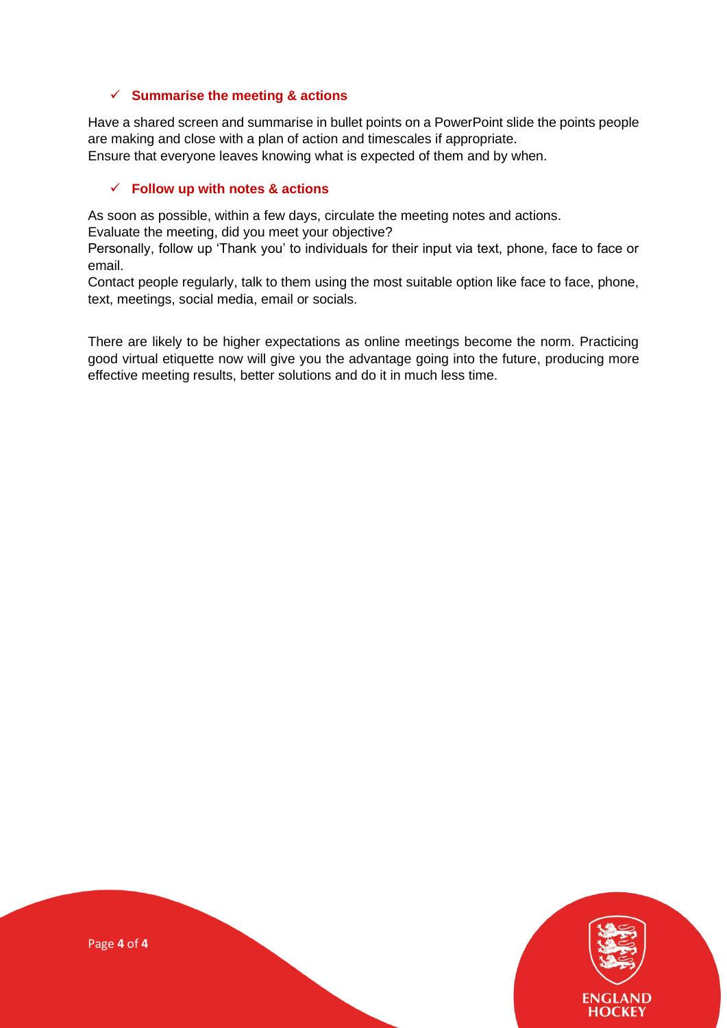- ✓ **Summarise the meeting & actions**

Have a shared screen and summarise in bullet points on a PowerPoint slide the points people are making and close with a plan of action and timescales if appropriate.
Ensure that everyone leaves knowing what is expected of them and by when.

- ✓ **Follow up with notes & actions**

As soon as possible, within a few days, circulate the meeting notes and actions.
Evaluate the meeting, did you meet your objective?
Personally, follow up 'Thank you' to individuals for their input via text, phone, face to face or email.
Contact people regularly, talk to them using the most suitable option like face to face, phone, text, meetings, social media, email or socials.

There are likely to be higher expectations as online meetings become the norm. Practicing good virtual etiquette now will give you the advantage going into the future, producing more effective meeting results, better solutions and do it in much less time.